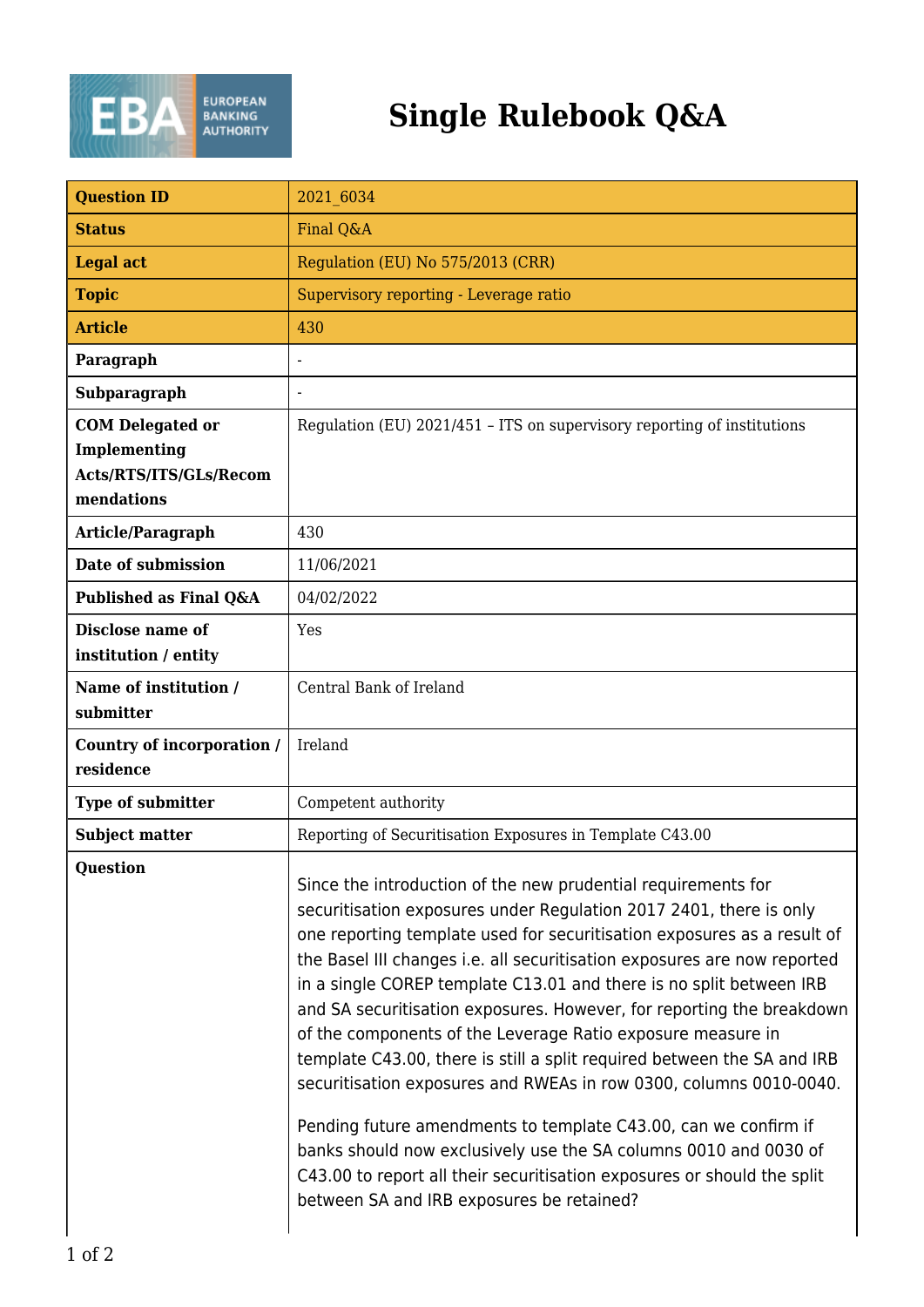# Single Rulebook Q&A

| Question ID | 2021_6034 |
|---|---|
| Status | Final Q&A |
| Legal act | Regulation (EU) No 575/2013 (CRR) |
| Topic | Supervisory reporting - Leverage ratio |
| Article | 430 |
| Paragraph | - |
| Subparagraph | - |
| COM Delegated or Implementing Acts/RTS/ITS/GLs/Recommendations | Regulation (EU) 2021/451 – ITS on supervisory reporting of institutions |
| Article/Paragraph | 430 |
| Date of submission | 11/06/2021 |
| Published as Final Q&A | 04/02/2022 |
| Disclose name of institution / entity | Yes |
| Name of institution / submitter | Central Bank of Ireland |
| Country of incorporation / residence | Ireland |
| Type of submitter | Competent authority |
| Subject matter | Reporting of Securitisation Exposures in Template C43.00 |
| Question | Since the introduction of the new prudential requirements for securitisation exposures under Regulation 2017 2401, there is only one reporting template used for securitisation exposures as a result of the Basel III changes i.e. all securitisation exposures are now reported in a single COREP template C13.01 and there is no split between IRB and SA securitisation exposures. However, for reporting the breakdown of the components of the Leverage Ratio exposure measure in template C43.00, there is still a split required between the SA and IRB securitisation exposures and RWEAs in row 0300, columns 0010-0040.<br><br>Pending future amendments to template C43.00, can we confirm if banks should now exclusively use the SA columns 0010 and 0030 of C43.00 to report all their securitisation exposures or should the split between SA and IRB exposures be retained? |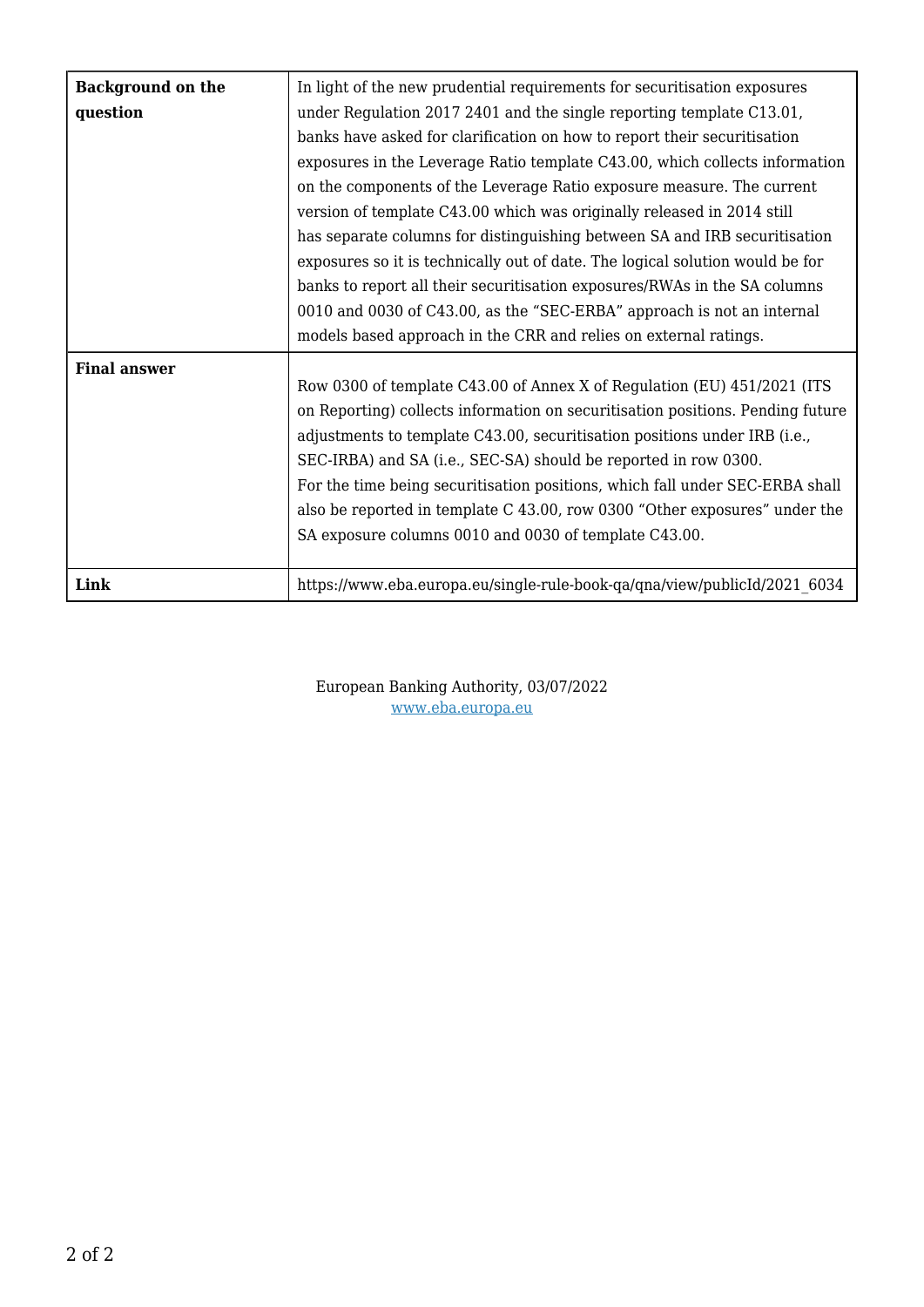| | |
|---|---|
| **Background on the question** | In light of the new prudential requirements for securitisation exposures under Regulation 2017 2401 and the single reporting template C13.01, banks have asked for clarification on how to report their securitisation exposures in the Leverage Ratio template C43.00, which collects information on the components of the Leverage Ratio exposure measure. The current version of template C43.00 which was originally released in 2014 still has separate columns for distinguishing between SA and IRB securitisation exposures so it is technically out of date. The logical solution would be for banks to report all their securitisation exposures/RWAs in the SA columns 0010 and 0030 of C43.00, as the "SEC-ERBA" approach is not an internal models based approach in the CRR and relies on external ratings. |
| **Final answer** | Row 0300 of template C43.00 of Annex X of Regulation (EU) 451/2021 (ITS on Reporting) collects information on securitisation positions. Pending future adjustments to template C43.00, securitisation positions under IRB (i.e., SEC-IRBA) and SA (i.e., SEC-SA) should be reported in row 0300.<br>For the time being securitisation positions, which fall under SEC-ERBA shall also be reported in template C 43.00, row 0300 "Other exposures" under the SA exposure columns 0010 and 0030 of template C43.00. |
| **Link** | https://www.eba.europa.eu/single-rule-book-qa/qna/view/publicId/2021_6034 |

European Banking Authority, 03/07/2022
www.eba.europa.eu